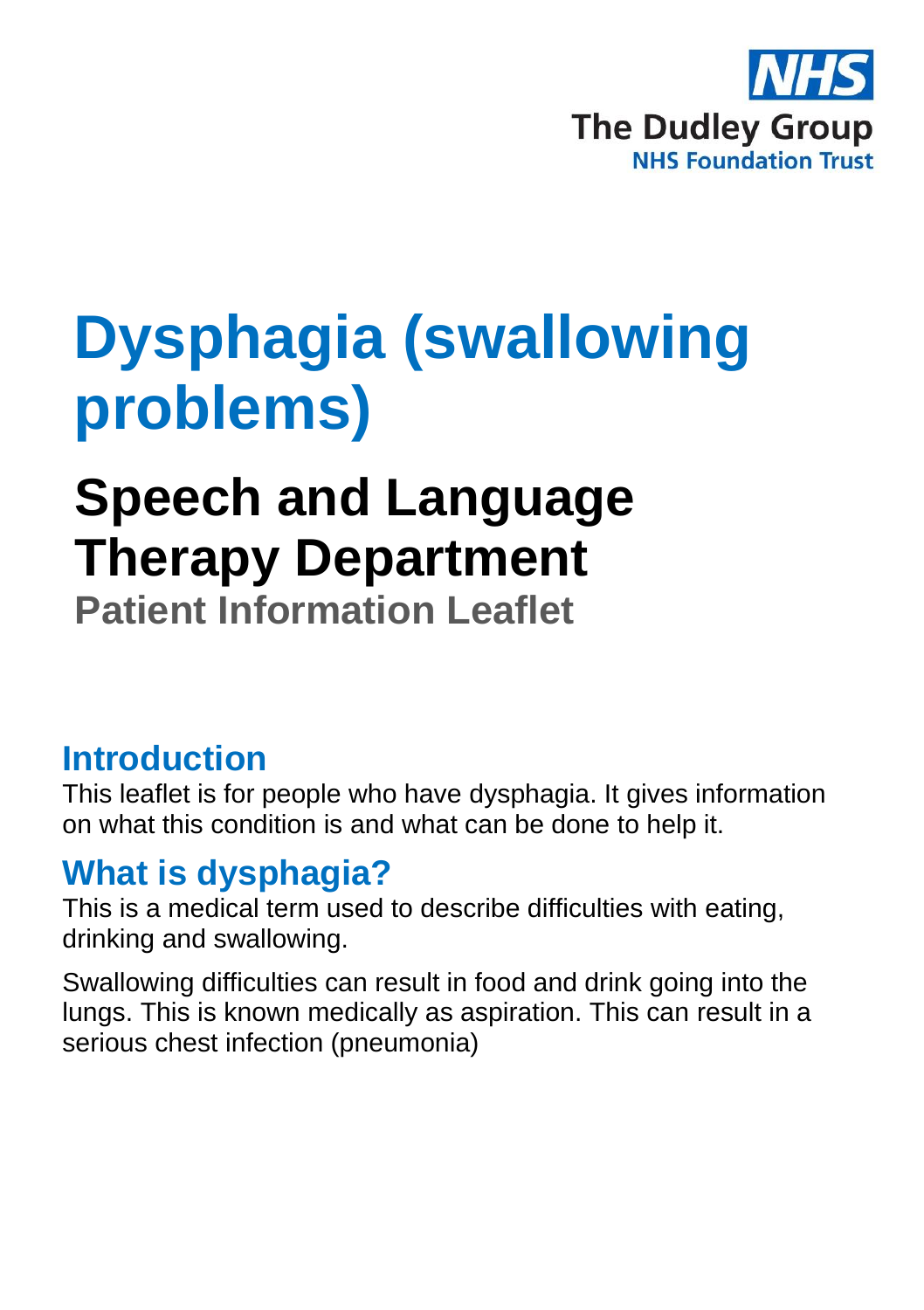NHS
The Dudley Group
NHS Foundation Trust

# Dysphagia (swallowing problems)

# Speech and Language Therapy Department

**Patient Information Leaflet**

## Introduction

This leaflet is for people who have dysphagia. It gives information on what this condition is and what can be done to help it.

## What is dysphagia?

This is a medical term used to describe difficulties with eating, drinking and swallowing.

Swallowing difficulties can result in food and drink going into the lungs. This is known medically as aspiration. This can result in a serious chest infection (pneumonia)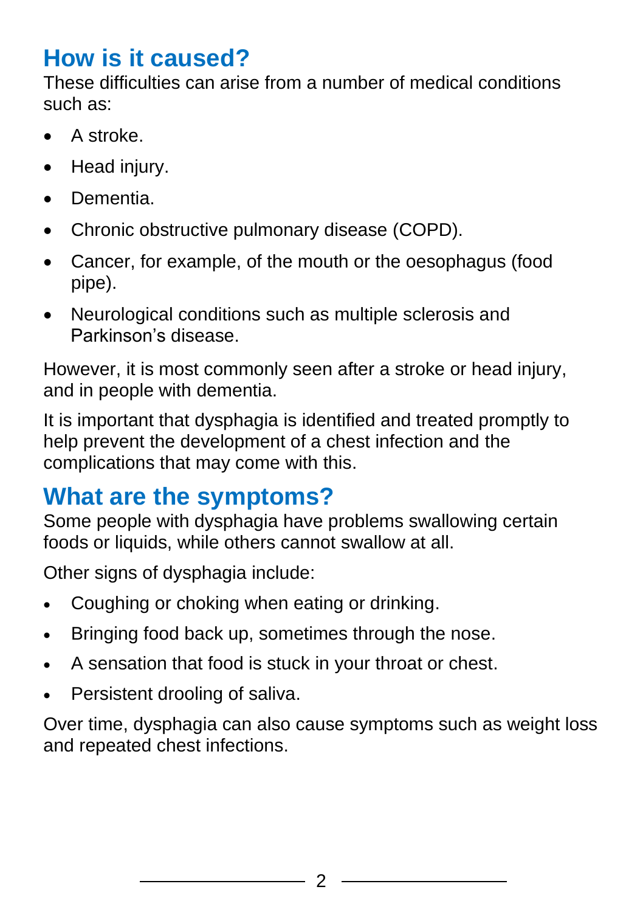## How is it caused?

These difficulties can arise from a number of medical conditions such as:

- A stroke.
- Head injury.
- Dementia.
- Chronic obstructive pulmonary disease (COPD).
- Cancer, for example, of the mouth or the oesophagus (food pipe).
- Neurological conditions such as multiple sclerosis and Parkinson's disease.

However, it is most commonly seen after a stroke or head injury, and in people with dementia.

It is important that dysphagia is identified and treated promptly to help prevent the development of a chest infection and the complications that may come with this.

## What are the symptoms?

Some people with dysphagia have problems swallowing certain foods or liquids, while others cannot swallow at all.

Other signs of dysphagia include:

- Coughing or choking when eating or drinking.
- Bringing food back up, sometimes through the nose.
- A sensation that food is stuck in your throat or chest.
- Persistent drooling of saliva.

Over time, dysphagia can also cause symptoms such as weight loss and repeated chest infections.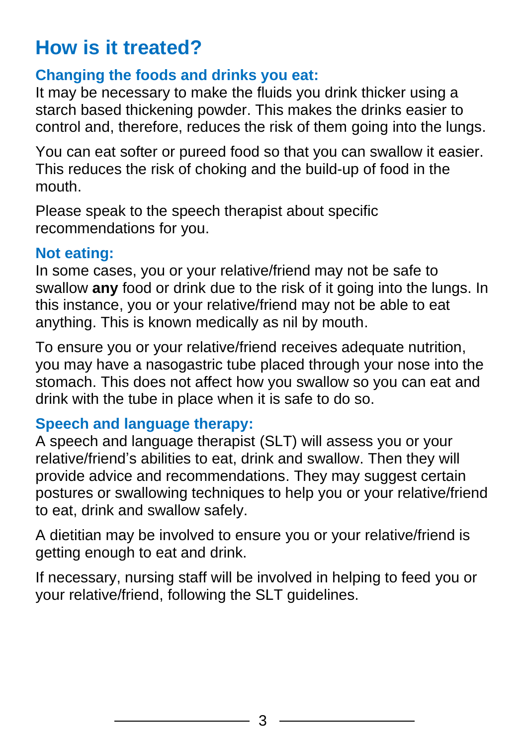## How is it treated?

### Changing the foods and drinks you eat:

It may be necessary to make the fluids you drink thicker using a starch based thickening powder. This makes the drinks easier to control and, therefore, reduces the risk of them going into the lungs.

You can eat softer or pureed food so that you can swallow it easier. This reduces the risk of choking and the build-up of food in the mouth.

Please speak to the speech therapist about specific recommendations for you.

### Not eating:

In some cases, you or your relative/friend may not be safe to swallow **any** food or drink due to the risk of it going into the lungs. In this instance, you or your relative/friend may not be able to eat anything. This is known medically as nil by mouth.

To ensure you or your relative/friend receives adequate nutrition, you may have a nasogastric tube placed through your nose into the stomach. This does not affect how you swallow so you can eat and drink with the tube in place when it is safe to do so.

### Speech and language therapy:

A speech and language therapist (SLT) will assess you or your relative/friend's abilities to eat, drink and swallow. Then they will provide advice and recommendations. They may suggest certain postures or swallowing techniques to help you or your relative/friend to eat, drink and swallow safely.

A dietitian may be involved to ensure you or your relative/friend is getting enough to eat and drink.

If necessary, nursing staff will be involved in helping to feed you or your relative/friend, following the SLT guidelines.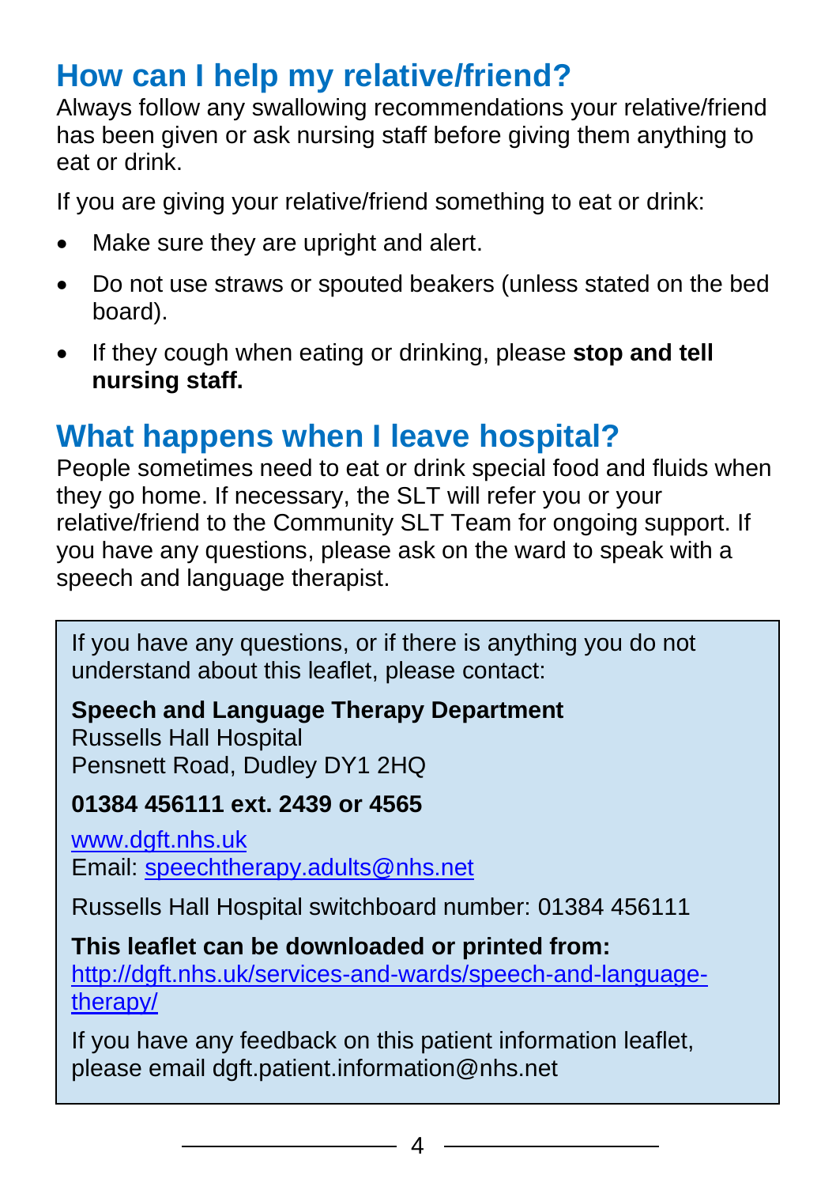## How can I help my relative/friend?

Always follow any swallowing recommendations your relative/friend has been given or ask nursing staff before giving them anything to eat or drink.

If you are giving your relative/friend something to eat or drink:

- Make sure they are upright and alert.
- Do not use straws or spouted beakers (unless stated on the bed board).
- If they cough when eating or drinking, please **stop and tell nursing staff.**

## What happens when I leave hospital?

People sometimes need to eat or drink special food and fluids when they go home. If necessary, the SLT will refer you or your relative/friend to the Community SLT Team for ongoing support. If you have any questions, please ask on the ward to speak with a speech and language therapist.

If you have any questions, or if there is anything you do not understand about this leaflet, please contact:

**Speech and Language Therapy Department**
Russells Hall Hospital
Pensnett Road, Dudley DY1 2HQ

**01384 456111 ext. 2439 or 4565**

www.dgft.nhs.uk
Email: speechtherapy.adults@nhs.net

Russells Hall Hospital switchboard number: 01384 456111

**This leaflet can be downloaded or printed from:**
http://dgft.nhs.uk/services-and-wards/speech-and-language-therapy/

If you have any feedback on this patient information leaflet, please email dgft.patient.information@nhs.net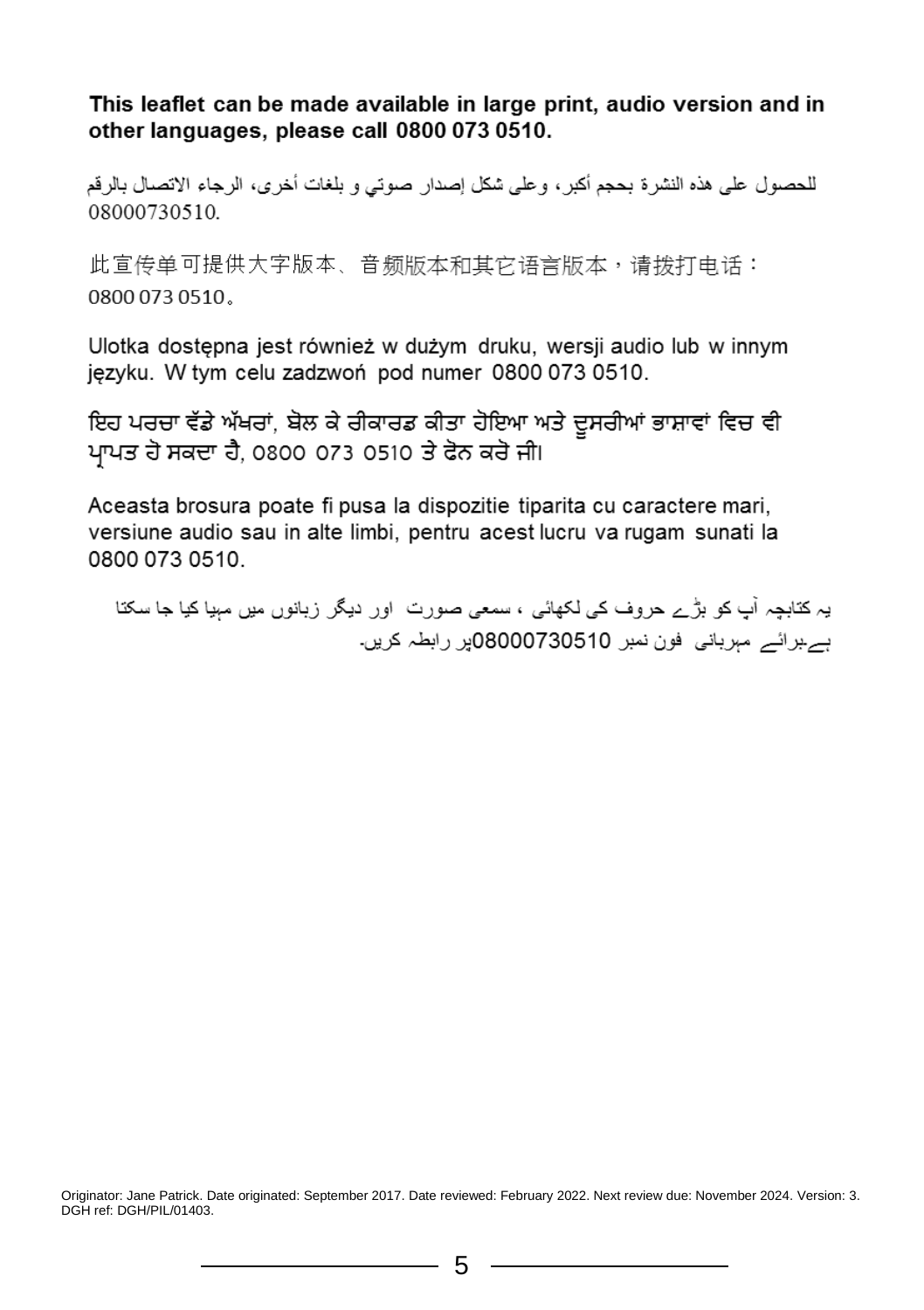**This leaflet can be made available in large print, audio version and in other languages, please call 0800 073 0510.**

للحصول على هذه النشرة بحجم أكبر، وعلى شكل إصدار صوتي و بلغات أخرى، الرجاء الاتصال بالرقم 08000730510.

此宣传单可提供大字版本、音频版本和其它语言版本，请拨打电话：0800 073 0510。

Ulotka dostępna jest również w dużym druku, wersji audio lub w innym języku. W tym celu zadzwoń pod numer 0800 073 0510.

ਇਹ ਪਰਚਾ ਵੱਡੇ ਅੱਖਰਾਂ, ਬੋਲ ਕੇ ਰੀਕਾਰਡ ਕੀਤਾ ਹੋਇਆ ਅਤੇ ਦੂਸਰੀਆਂ ਭਾਸ਼ਾਵਾਂ ਵਿਚ ਵੀ ਪ੍ਰਾਪਤ ਹੋ ਸਕਦਾ ਹੈ, 0800 073 0510 ਤੇ ਫੋਨ ਕਰੋ ਜੀ।

Aceasta brosura poate fi pusa la dispozitie tiparita cu caractere mari, versiune audio sau in alte limbi, pentru acest lucru va rugam sunati la 0800 073 0510.

یہ کتابچہ آپ کو بڑے حروف کی لکھائی ، سمعی صورت اور دیگر زبانوں میں مہیا کیا جا سکتا ہے۔برائے مہربانی فون نمبر 08000730510پر رابطہ کریں۔

Originator: Jane Patrick. Date originated: September 2017. Date reviewed: February 2022. Next review due: November 2024. Version: 3. DGH ref: DGH/PIL/01403.